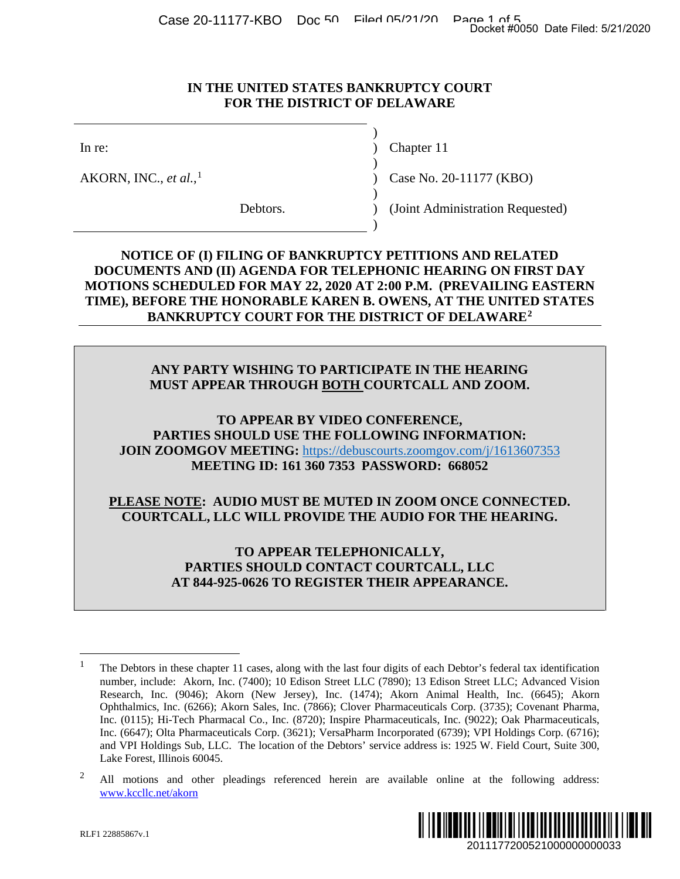# IN THE UNITED STATES BANKRUPTCY COURT FOR THE DISTRICT OF DELAWARE

| | | |
|---|---|---|
| In re: | ) | Chapter 11 |
| AKORN, INC., *et al.*,[1] | ) | Case No. 20-11177 (KBO) |
| Debtors. | ) | (Joint Administration Requested) |

**NOTICE OF (I) FILING OF BANKRUPTCY PETITIONS AND RELATED DOCUMENTS AND (II) AGENDA FOR TELEPHONIC HEARING ON FIRST DAY MOTIONS SCHEDULED FOR MAY 22, 2020 AT 2:00 P.M. (PREVAILING EASTERN TIME), BEFORE THE HONORABLE KAREN B. OWENS, AT THE UNITED STATES BANKRUPTCY COURT FOR THE DISTRICT OF DELAWARE[2]**

**ANY PARTY WISHING TO PARTICIPATE IN THE HEARING MUST APPEAR THROUGH BOTH COURTCALL AND ZOOM.**

**TO APPEAR BY VIDEO CONFERENCE, PARTIES SHOULD USE THE FOLLOWING INFORMATION:**
**JOIN ZOOMGOV MEETING:** https://debuscourts.zoomgov.com/j/1613607353
**MEETING ID: 161 360 7353 PASSWORD: 668052**

**PLEASE NOTE: AUDIO MUST BE MUTED IN ZOOM ONCE CONNECTED. COURTCALL, LLC WILL PROVIDE THE AUDIO FOR THE HEARING.**

**TO APPEAR TELEPHONICALLY, PARTIES SHOULD CONTACT COURTCALL, LLC AT 844-925-0626 TO REGISTER THEIR APPEARANCE.**

---

[1] The Debtors in these chapter 11 cases, along with the last four digits of each Debtor's federal tax identification number, include: Akorn, Inc. (7400); 10 Edison Street LLC (7890); 13 Edison Street LLC; Advanced Vision Research, Inc. (9046); Akorn (New Jersey), Inc. (1474); Akorn Animal Health, Inc. (6645); Akorn Ophthalmics, Inc. (6266); Akorn Sales, Inc. (7866); Clover Pharmaceuticals Corp. (3735); Covenant Pharma, Inc. (0115); Hi-Tech Pharmacal Co., Inc. (8720); Inspire Pharmaceuticals, Inc. (9022); Oak Pharmaceuticals, Inc. (6647); Olta Pharmaceuticals Corp. (3621); VersaPharm Incorporated (6739); VPI Holdings Corp. (6716); and VPI Holdings Sub, LLC. The location of the Debtors' service address is: 1925 W. Field Court, Suite 300, Lake Forest, Illinois 60045.

[2] All motions and other pleadings referenced herein are available online at the following address: www.kccllc.net/akorn

RLF1 22885867v.1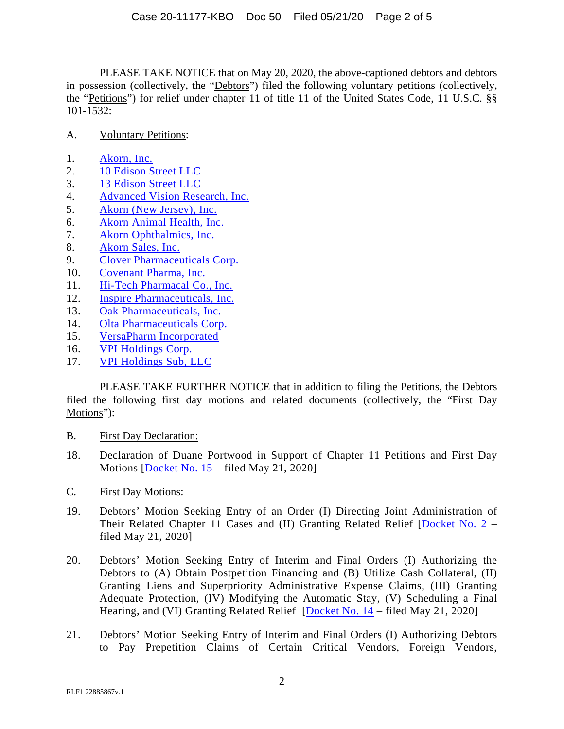PLEASE TAKE NOTICE that on May 20, 2020, the above-captioned debtors and debtors in possession (collectively, the "Debtors") filed the following voluntary petitions (collectively, the "Petitions") for relief under chapter 11 of title 11 of the United States Code, 11 U.S.C. §§ 101-1532:

A. Voluntary Petitions:

1. Akorn, Inc.
2. 10 Edison Street LLC
3. 13 Edison Street LLC
4. Advanced Vision Research, Inc.
5. Akorn (New Jersey), Inc.
6. Akorn Animal Health, Inc.
7. Akorn Ophthalmics, Inc.
8. Akorn Sales, Inc.
9. Clover Pharmaceuticals Corp.
10. Covenant Pharma, Inc.
11. Hi-Tech Pharmacal Co., Inc.
12. Inspire Pharmaceuticals, Inc.
13. Oak Pharmaceuticals, Inc.
14. Olta Pharmaceuticals Corp.
15. VersaPharm Incorporated
16. VPI Holdings Corp.
17. VPI Holdings Sub, LLC

PLEASE TAKE FURTHER NOTICE that in addition to filing the Petitions, the Debtors filed the following first day motions and related documents (collectively, the "First Day Motions"):

B. First Day Declaration:

18. Declaration of Duane Portwood in Support of Chapter 11 Petitions and First Day Motions [Docket No. 15 – filed May 21, 2020]

C. First Day Motions:

19. Debtors' Motion Seeking Entry of an Order (I) Directing Joint Administration of Their Related Chapter 11 Cases and (II) Granting Related Relief [Docket No. 2 – filed May 21, 2020]

20. Debtors' Motion Seeking Entry of Interim and Final Orders (I) Authorizing the Debtors to (A) Obtain Postpetition Financing and (B) Utilize Cash Collateral, (II) Granting Liens and Superpriority Administrative Expense Claims, (III) Granting Adequate Protection, (IV) Modifying the Automatic Stay, (V) Scheduling a Final Hearing, and (VI) Granting Related Relief [Docket No. 14 – filed May 21, 2020]

21. Debtors' Motion Seeking Entry of Interim and Final Orders (I) Authorizing Debtors to Pay Prepetition Claims of Certain Critical Vendors, Foreign Vendors,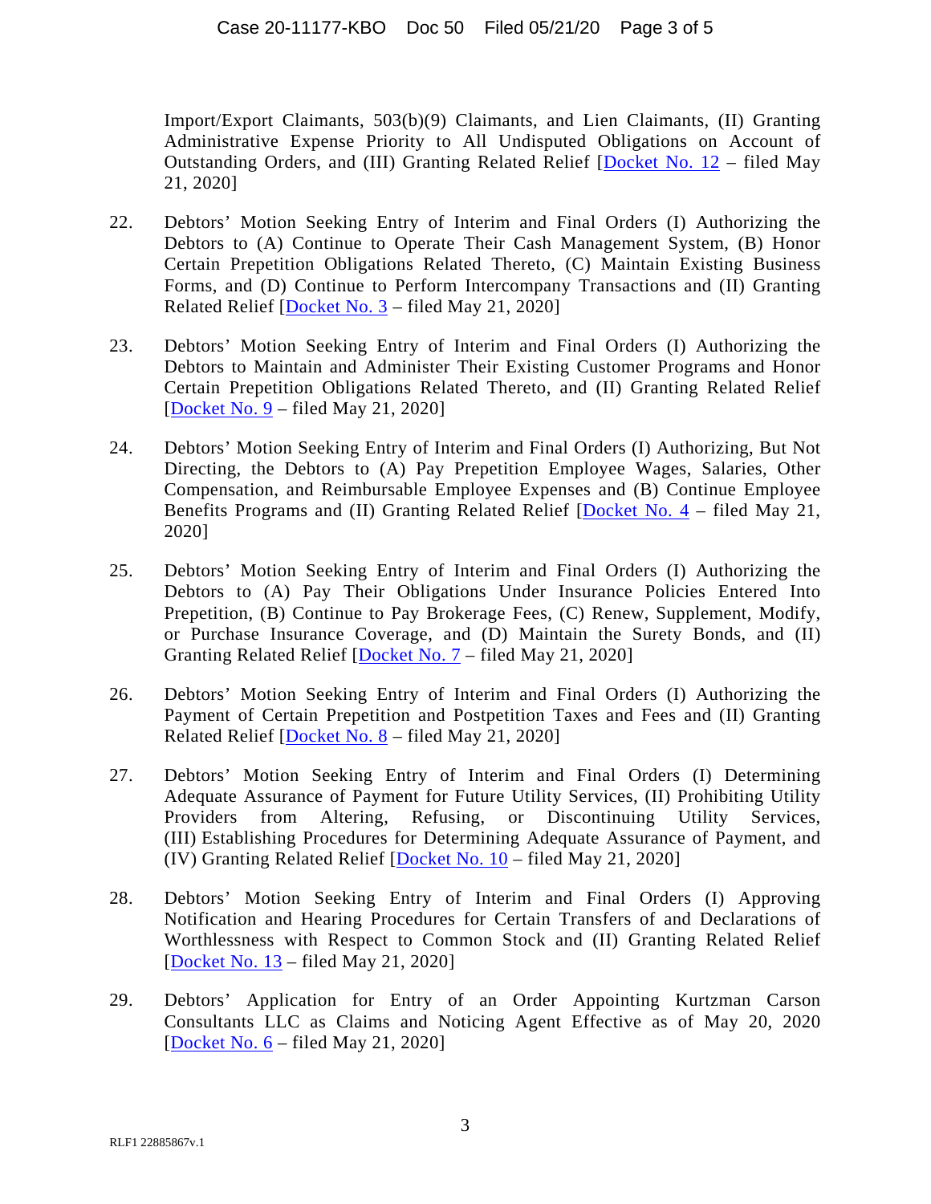Import/Export Claimants, 503(b)(9) Claimants, and Lien Claimants, (II) Granting Administrative Expense Priority to All Undisputed Obligations on Account of Outstanding Orders, and (III) Granting Related Relief [Docket No. 12 – filed May 21, 2020]

22. Debtors' Motion Seeking Entry of Interim and Final Orders (I) Authorizing the Debtors to (A) Continue to Operate Their Cash Management System, (B) Honor Certain Prepetition Obligations Related Thereto, (C) Maintain Existing Business Forms, and (D) Continue to Perform Intercompany Transactions and (II) Granting Related Relief [Docket No. 3 – filed May 21, 2020]

23. Debtors' Motion Seeking Entry of Interim and Final Orders (I) Authorizing the Debtors to Maintain and Administer Their Existing Customer Programs and Honor Certain Prepetition Obligations Related Thereto, and (II) Granting Related Relief [Docket No. 9 – filed May 21, 2020]

24. Debtors' Motion Seeking Entry of Interim and Final Orders (I) Authorizing, But Not Directing, the Debtors to (A) Pay Prepetition Employee Wages, Salaries, Other Compensation, and Reimbursable Employee Expenses and (B) Continue Employee Benefits Programs and (II) Granting Related Relief [Docket No. 4 – filed May 21, 2020]

25. Debtors' Motion Seeking Entry of Interim and Final Orders (I) Authorizing the Debtors to (A) Pay Their Obligations Under Insurance Policies Entered Into Prepetition, (B) Continue to Pay Brokerage Fees, (C) Renew, Supplement, Modify, or Purchase Insurance Coverage, and (D) Maintain the Surety Bonds, and (II) Granting Related Relief [Docket No. 7 – filed May 21, 2020]

26. Debtors' Motion Seeking Entry of Interim and Final Orders (I) Authorizing the Payment of Certain Prepetition and Postpetition Taxes and Fees and (II) Granting Related Relief [Docket No. 8 – filed May 21, 2020]

27. Debtors' Motion Seeking Entry of Interim and Final Orders (I) Determining Adequate Assurance of Payment for Future Utility Services, (II) Prohibiting Utility Providers from Altering, Refusing, or Discontinuing Utility Services, (III) Establishing Procedures for Determining Adequate Assurance of Payment, and (IV) Granting Related Relief [Docket No. 10 – filed May 21, 2020]

28. Debtors' Motion Seeking Entry of Interim and Final Orders (I) Approving Notification and Hearing Procedures for Certain Transfers of and Declarations of Worthlessness with Respect to Common Stock and (II) Granting Related Relief [Docket No. 13 – filed May 21, 2020]

29. Debtors' Application for Entry of an Order Appointing Kurtzman Carson Consultants LLC as Claims and Noticing Agent Effective as of May 20, 2020 [Docket No. 6 – filed May 21, 2020]

RLF1 22885867v.1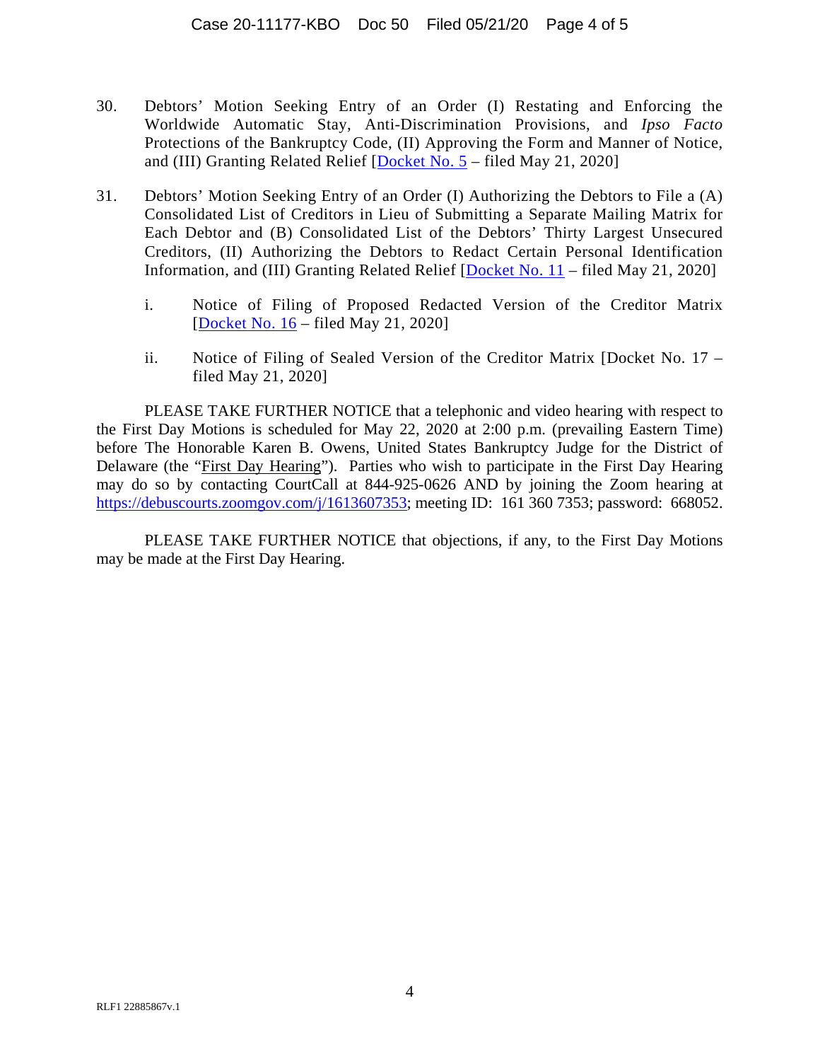30. Debtors' Motion Seeking Entry of an Order (I) Restating and Enforcing the Worldwide Automatic Stay, Anti-Discrimination Provisions, and *Ipso Facto* Protections of the Bankruptcy Code, (II) Approving the Form and Manner of Notice, and (III) Granting Related Relief [Docket No. 5 – filed May 21, 2020]

31. Debtors' Motion Seeking Entry of an Order (I) Authorizing the Debtors to File a (A) Consolidated List of Creditors in Lieu of Submitting a Separate Mailing Matrix for Each Debtor and (B) Consolidated List of the Debtors' Thirty Largest Unsecured Creditors, (II) Authorizing the Debtors to Redact Certain Personal Identification Information, and (III) Granting Related Relief [Docket No. 11 – filed May 21, 2020]

    i. Notice of Filing of Proposed Redacted Version of the Creditor Matrix [Docket No. 16 – filed May 21, 2020]

    ii. Notice of Filing of Sealed Version of the Creditor Matrix [Docket No. 17 – filed May 21, 2020]

PLEASE TAKE FURTHER NOTICE that a telephonic and video hearing with respect to the First Day Motions is scheduled for May 22, 2020 at 2:00 p.m. (prevailing Eastern Time) before The Honorable Karen B. Owens, United States Bankruptcy Judge for the District of Delaware (the "First Day Hearing"). Parties who wish to participate in the First Day Hearing may do so by contacting CourtCall at 844-925-0626 AND by joining the Zoom hearing at https://debuscourts.zoomgov.com/j/1613607353; meeting ID: 161 360 7353; password: 668052.

PLEASE TAKE FURTHER NOTICE that objections, if any, to the First Day Motions may be made at the First Day Hearing.

RLF1 22885867v.1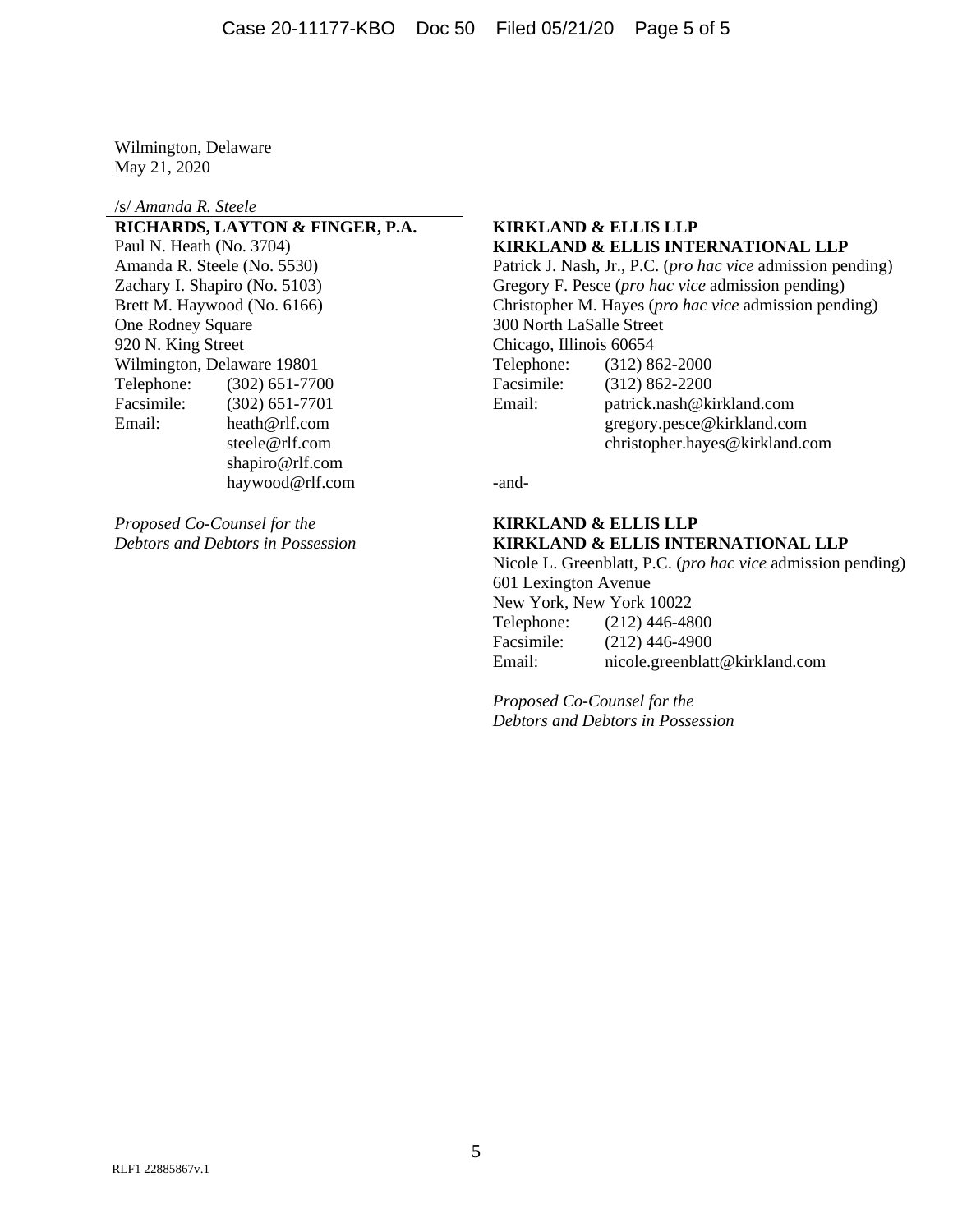Wilmington, Delaware
May 21, 2020

/s/ *Amanda R. Steele*

**RICHARDS, LAYTON & FINGER, P.A.**
Paul N. Heath (No. 3704)
Amanda R. Steele (No. 5530)
Zachary I. Shapiro (No. 5103)
Brett M. Haywood (No. 6166)
One Rodney Square
920 N. King Street
Wilmington, Delaware 19801
Telephone: (302) 651-7700
Facsimile: (302) 651-7701
Email: heath@rlf.com
steele@rlf.com
shapiro@rlf.com
haywood@rlf.com

*Proposed Co-Counsel for the Debtors and Debtors in Possession*

**KIRKLAND & ELLIS LLP**
**KIRKLAND & ELLIS INTERNATIONAL LLP**
Patrick J. Nash, Jr., P.C. (*pro hac vice* admission pending)
Gregory F. Pesce (*pro hac vice* admission pending)
Christopher M. Hayes (*pro hac vice* admission pending)
300 North LaSalle Street
Chicago, Illinois 60654
Telephone: (312) 862-2000
Facsimile: (312) 862-2200
Email: patrick.nash@kirkland.com
gregory.pesce@kirkland.com
christopher.hayes@kirkland.com

-and-

**KIRKLAND & ELLIS LLP**
**KIRKLAND & ELLIS INTERNATIONAL LLP**
Nicole L. Greenblatt, P.C. (*pro hac vice* admission pending)
601 Lexington Avenue
New York, New York 10022
Telephone: (212) 446-4800
Facsimile: (212) 446-4900
Email: nicole.greenblatt@kirkland.com

*Proposed Co-Counsel for the Debtors and Debtors in Possession*

RLF1 22885867v.1